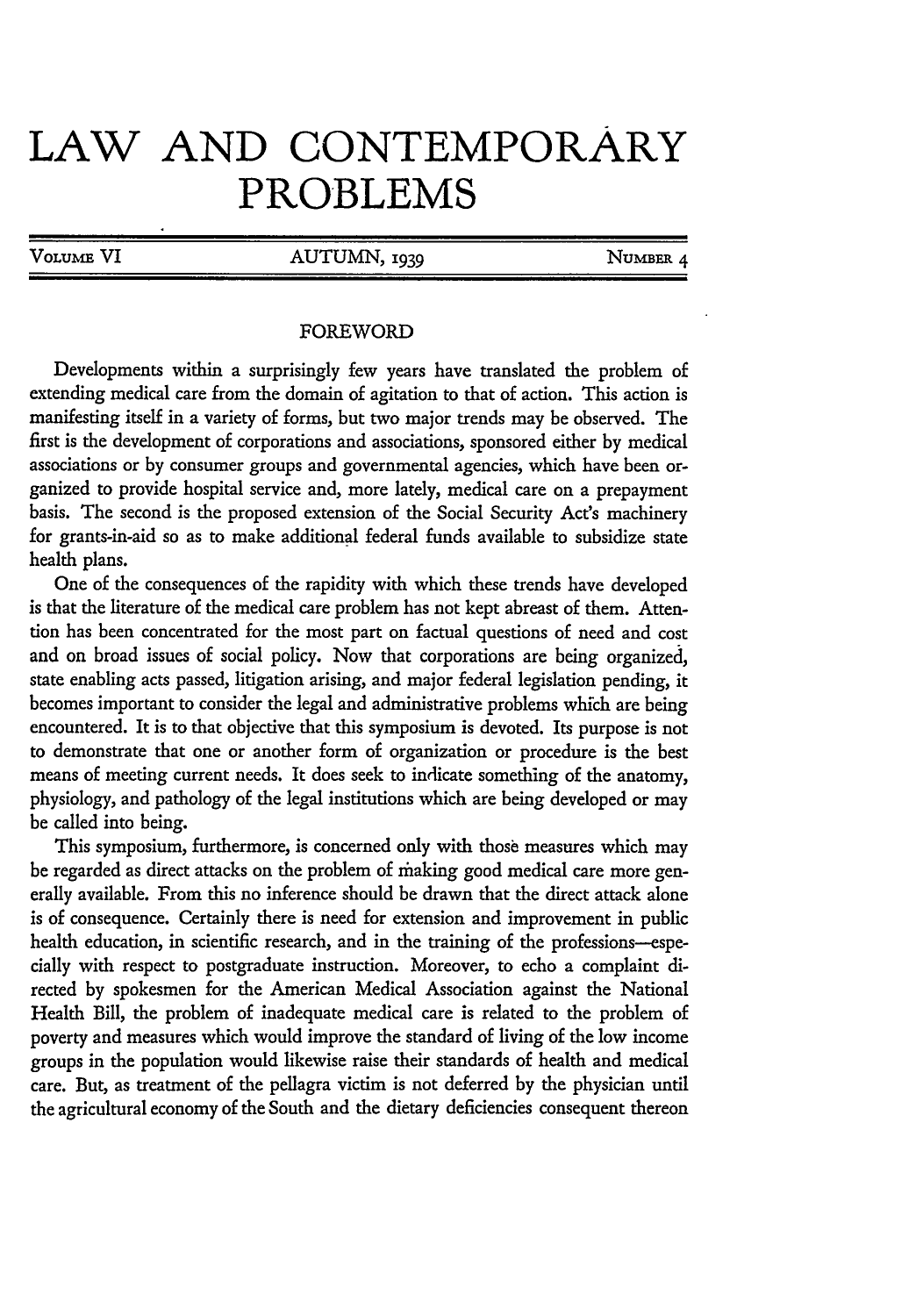# LAW AND CONTEMPORARY PROBLEMS

VOLUME VI AUTUMN, 1939 NUMBER 4

## FOREWORD

Developments within a surprisingly few years have translated the problem of extending medical care from the domain of agitation to that of action. This action is manifesting itself in a variety of forms, but two major trends may be observed. The first is the development of corporations and associations, sponsored either by medical associations or by consumer groups and governmental agencies, which have been organized to provide hospital service and, more lately, medical care on a prepayment basis. The second is the proposed extension of the Social Security Act's machinery for grants-in-aid so as to make additional federal funds available to subsidize state health plans.

One of the consequences of the rapidity with which these trends have developed is that the literature of the medical care problem has not kept abreast of them. Attention has been concentrated for the most part on factual questions of need and cost and on broad issues of social policy. Now that corporations are being organized, state enabling acts passed, litigation arising, and major federal legislation pending, it becomes important to consider the legal and administrative problems which are being encountered. It is to that objective that this symposium is devoted. Its purpose is not to demonstrate that one or another form of organization or procedure is the best means of meeting current needs. It does seek to indicate something of the anatomy, physiology, and pathology of the legal institutions which are being developed or may be called into being.

This symposium, furthermore, is concerned only with those measures which may be regarded as direct attacks on the problem of making good medical care more generally available. From this no inference should be drawn that the direct attack alone is of consequence. Certainly there is need for extension and improvement in public health education, in scientific research, and in the training of the professions—especially with respect to postgraduate instruction. Moreover, to echo a complaint directed by spokesmen for the American Medical Association against the National Health Bill, the problem of inadequate medical care is related to the problem of poverty and measures which would improve the standard of living of the low income groups in the population would likewise raise their standards of health and medical care. But, as treatment of the pellagra victim is not deferred by the physician until the agricultural economy of the South and the dietary deficiencies consequent thereon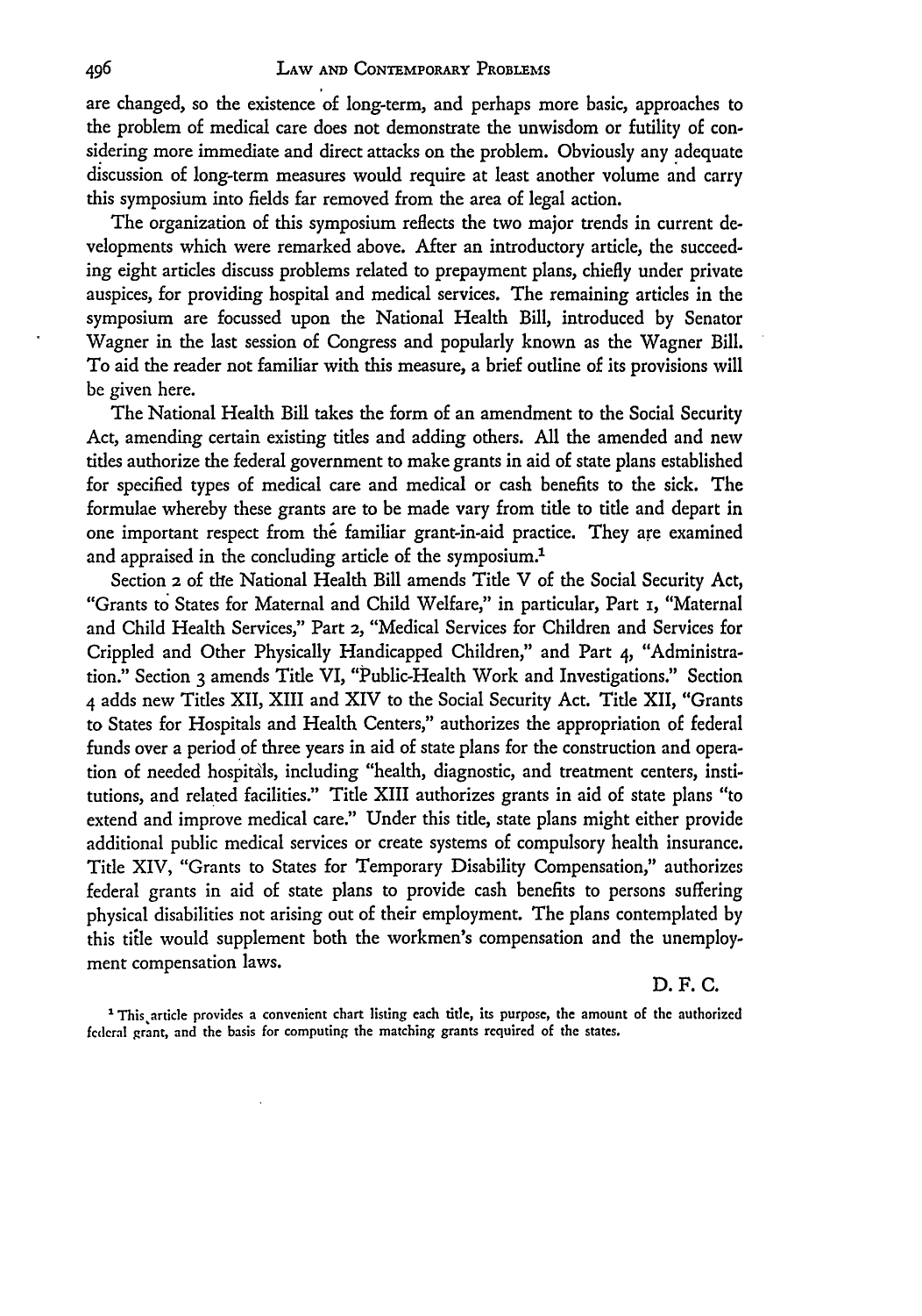are changed, so the existence of long-term, and perhaps more basic, approaches to the problem of medical care does not demonstrate the unwisdom or futility of considering more immediate and direct attacks on the problem. Obviously any adequate discussion of long-term measures would require at least another volume and carry this symposium into fields far removed from the area of legal action.

The organization of this symposium reflects the two major trends in current developments which were remarked above. After an introductory article, the succeeding eight articles discuss problems related to prepayment plans, chiefly under private auspices, for providing hospital and medical services. The remaining articles in the symposium are focussed upon the National Health Bill, introduced by Senator Wagner in the last session of Congress and popularly known as the Wagner Bill. To aid the reader not familiar with this measure, a brief outline of its provisions will be given here.

The National Health Bill takes the form of an amendment to the Social Security Act, amending certain existing titles and adding others. All the amended and new titles authorize the federal government to make grants in aid of state plans established for specified types of medical care and medical or cash benefits to the sick. The formulae whereby these grants are to be made vary from title to title and depart in one important respect from the familiar grant-in-aid practice. They are examined and appraised in the concluding article of the symposium.[1]

Section 2 of the National Health Bill amends Title V of the Social Security Act, "Grants to States for Maternal and Child Welfare," in particular, Part 1, "Maternal and Child Health Services," Part 2, "Medical Services for Children and Services for Crippled and Other Physically Handicapped Children," and Part 4, "Administration." Section 3 amends Title VI, "Public-Health Work and Investigations." Section 4 adds new Titles XII, XIII and XIV to the Social Security Act. Title XII, "Grants to States for Hospitals and Health Centers," authorizes the appropriation of federal funds over a period of three years in aid of state plans for the construction and operation of needed hospitals, including "health, diagnostic, and treatment centers, institutions, and related facilities." Title XIII authorizes grants in aid of state plans "to extend and improve medical care." Under this title, state plans might either provide additional public medical services or create systems of compulsory health insurance. Title XIV, "Grants to States for Temporary Disability Compensation," authorizes federal grants in aid of state plans to provide cash benefits to persons suffering physical disabilities not arising out of their employment. The plans contemplated by this title would supplement both the workmen's compensation and the unemployment compensation laws.

D. F. C.

[1] This article provides a convenient chart listing each title, its purpose, the amount of the authorized federal grant, and the basis for computing the matching grants required of the states.